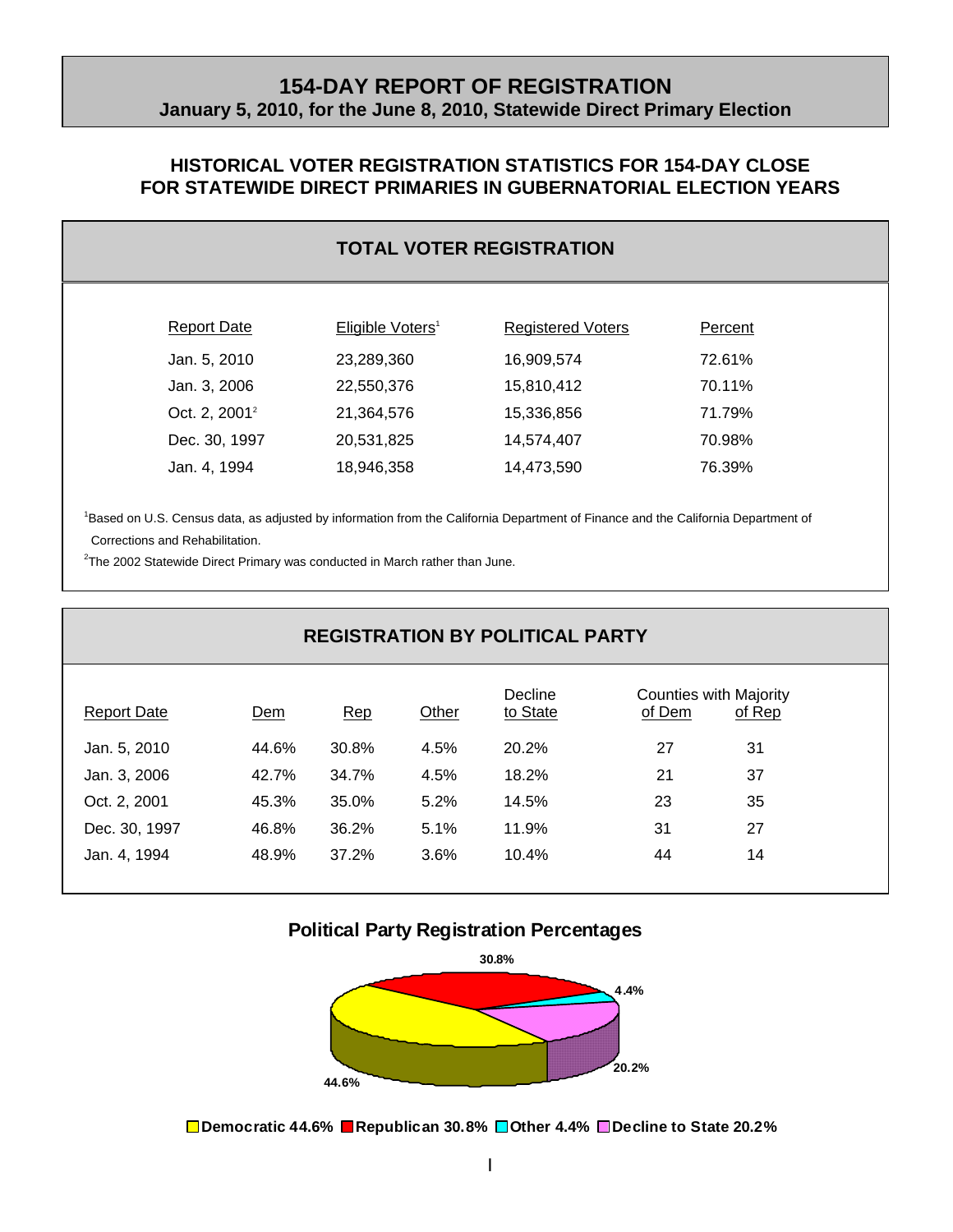# 154-DAY REPORT OF REGISTRATION

**January 5, 2010, for the June 8, 2010, Statewide Direct Primary Election**

## HISTORICAL VOTER REGISTRATION STATISTICS FOR 154-DAY CLOSE FOR STATEWIDE DIRECT PRIMARIES IN GUBERNATORIAL ELECTION YEARS

### TOTAL VOTER REGISTRATION

| Report Date | Eligible Voters[1] | Registered Voters | Percent |
|---|---|---|---|
| Jan. 5, 2010 | 23,289,360 | 16,909,574 | 72.61% |
| Jan. 3, 2006 | 22,550,376 | 15,810,412 | 70.11% |
| Oct. 2, 2001[2] | 21,364,576 | 15,336,856 | 71.79% |
| Dec. 30, 1997 | 20,531,825 | 14,574,407 | 70.98% |
| Jan. 4, 1994 | 18,946,358 | 14,473,590 | 76.39% |

[1]Based on U.S. Census data, as adjusted by information from the California Department of Finance and the California Department of Corrections and Rehabilitation.

[2]The 2002 Statewide Direct Primary was conducted in March rather than June.

### REGISTRATION BY POLITICAL PARTY

| Report Date | Dem | Rep | Other | Decline to State | Counties with Majority of Dem | Counties with Majority of Rep |
|---|---|---|---|---|---|---|
| Jan. 5, 2010 | 44.6% | 30.8% | 4.5% | 20.2% | 27 | 31 |
| Jan. 3, 2006 | 42.7% | 34.7% | 4.5% | 18.2% | 21 | 37 |
| Oct. 2, 2001 | 45.3% | 35.0% | 5.2% | 14.5% | 23 | 35 |
| Dec. 30, 1997 | 46.8% | 36.2% | 5.1% | 11.9% | 31 | 27 |
| Jan. 4, 1994 | 48.9% | 37.2% | 3.6% | 10.4% | 44 | 14 |

**Political Party Registration Percentages**

Democratic 44.6% Republican 30.8% Other 4.4% Decline to State 20.2%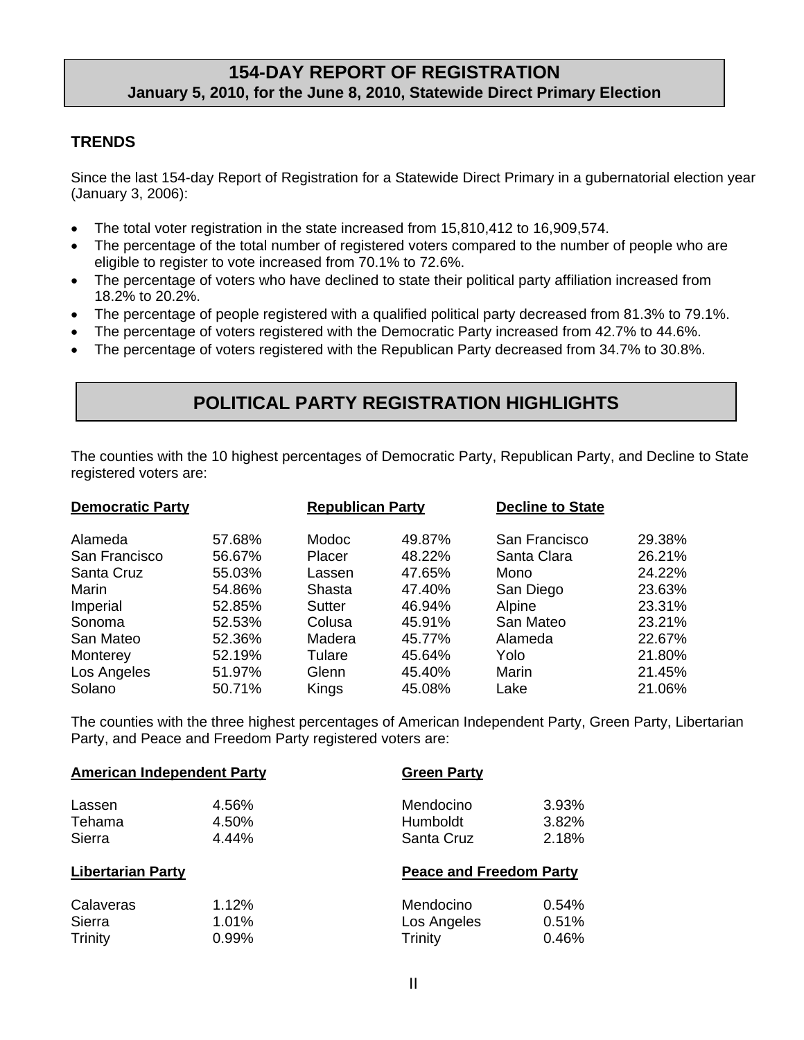# 154-DAY REPORT OF REGISTRATION

**January 5, 2010, for the June 8, 2010, Statewide Direct Primary Election**

## TRENDS

Since the last 154-day Report of Registration for a Statewide Direct Primary in a gubernatorial election year (January 3, 2006):

- The total voter registration in the state increased from 15,810,412 to 16,909,574.
- The percentage of the total number of registered voters compared to the number of people who are eligible to register to vote increased from 70.1% to 72.6%.
- The percentage of voters who have declined to state their political party affiliation increased from 18.2% to 20.2%.
- The percentage of people registered with a qualified political party decreased from 81.3% to 79.1%.
- The percentage of voters registered with the Democratic Party increased from 42.7% to 44.6%.
- The percentage of voters registered with the Republican Party decreased from 34.7% to 30.8%.

## POLITICAL PARTY REGISTRATION HIGHLIGHTS

The counties with the 10 highest percentages of Democratic Party, Republican Party, and Decline to State registered voters are:

| Democratic Party | | Republican Party | | Decline to State | |
|---|---|---|---|---|---|
| Alameda | 57.68% | Modoc | 49.87% | San Francisco | 29.38% |
| San Francisco | 56.67% | Placer | 48.22% | Santa Clara | 26.21% |
| Santa Cruz | 55.03% | Lassen | 47.65% | Mono | 24.22% |
| Marin | 54.86% | Shasta | 47.40% | San Diego | 23.63% |
| Imperial | 52.85% | Sutter | 46.94% | Alpine | 23.31% |
| Sonoma | 52.53% | Colusa | 45.91% | San Mateo | 23.21% |
| San Mateo | 52.36% | Madera | 45.77% | Alameda | 22.67% |
| Monterey | 52.19% | Tulare | 45.64% | Yolo | 21.80% |
| Los Angeles | 51.97% | Glenn | 45.40% | Marin | 21.45% |
| Solano | 50.71% | Kings | 45.08% | Lake | 21.06% |

The counties with the three highest percentages of American Independent Party, Green Party, Libertarian Party, and Peace and Freedom Party registered voters are:

| American Independent Party | | Green Party | |
|---|---|---|---|
| Lassen | 4.56% | Mendocino | 3.93% |
| Tehama | 4.50% | Humboldt | 3.82% |
| Sierra | 4.44% | Santa Cruz | 2.18% |

| Libertarian Party | | Peace and Freedom Party | |
|---|---|---|---|
| Calaveras | 1.12% | Mendocino | 0.54% |
| Sierra | 1.01% | Los Angeles | 0.51% |
| Trinity | 0.99% | Trinity | 0.46% |